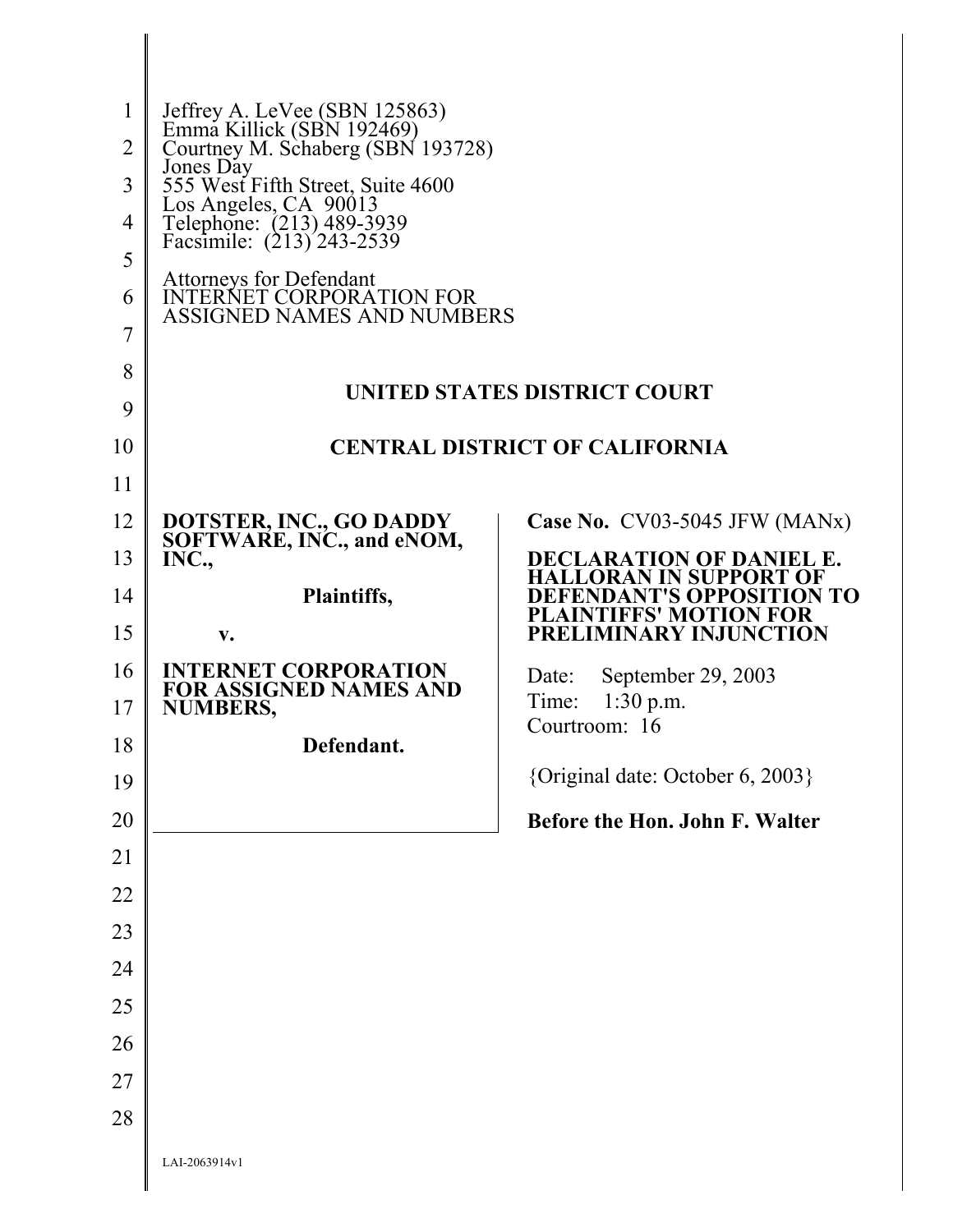Jeffrey A. LeVee (SBN 125863)
Emma Killick (SBN 192469)
Courtney M. Schaberg (SBN 193728)
Jones Day
555 West Fifth Street, Suite 4600
Los Angeles, CA 90013
Telephone: (213) 489-3939
Facsimile: (213) 243-2539

Attorneys for Defendant
INTERNET CORPORATION FOR
ASSIGNED NAMES AND NUMBERS

**UNITED STATES DISTRICT COURT**

**CENTRAL DISTRICT OF CALIFORNIA**

| | |
|---|---|
| **DOTSTER, INC., GO DADDY SOFTWARE, INC., and eNOM, INC.,**<br><br>**Plaintiffs,**<br><br>**v.**<br><br>**INTERNET CORPORATION FOR ASSIGNED NAMES AND NUMBERS,**<br><br>**Defendant.** | **Case No.** CV03-5045 JFW (MANx)<br><br>**DECLARATION OF DANIEL E. HALLORAN IN SUPPORT OF DEFENDANT'S OPPOSITION TO PLAINTIFFS' MOTION FOR PRELIMINARY INJUNCTION**<br><br>Date: September 29, 2003<br>Time: 1:30 p.m.<br>Courtroom: 16<br><br>{Original date: October 6, 2003}<br><br>**Before the Hon. John F. Walter** |

LAI-2063914v1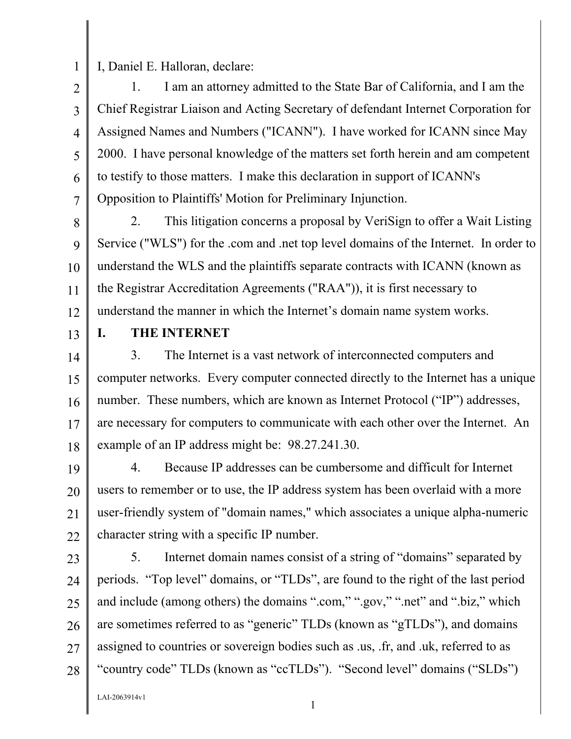I, Daniel E. Halloran, declare:

1. I am an attorney admitted to the State Bar of California, and I am the Chief Registrar Liaison and Acting Secretary of defendant Internet Corporation for Assigned Names and Numbers ("ICANN"). I have worked for ICANN since May 2000. I have personal knowledge of the matters set forth herein and am competent to testify to those matters. I make this declaration in support of ICANN's Opposition to Plaintiffs' Motion for Preliminary Injunction.

2. This litigation concerns a proposal by VeriSign to offer a Wait Listing Service ("WLS") for the .com and .net top level domains of the Internet. In order to understand the WLS and the plaintiffs separate contracts with ICANN (known as the Registrar Accreditation Agreements ("RAA")), it is first necessary to understand the manner in which the Internet's domain name system works.

## I. THE INTERNET

3. The Internet is a vast network of interconnected computers and computer networks. Every computer connected directly to the Internet has a unique number. These numbers, which are known as Internet Protocol ("IP") addresses, are necessary for computers to communicate with each other over the Internet. An example of an IP address might be: 98.27.241.30.

4. Because IP addresses can be cumbersome and difficult for Internet users to remember or to use, the IP address system has been overlaid with a more user-friendly system of "domain names," which associates a unique alpha-numeric character string with a specific IP number.

5. Internet domain names consist of a string of "domains" separated by periods. "Top level" domains, or "TLDs", are found to the right of the last period and include (among others) the domains ".com," ".gov," ".net" and ".biz," which are sometimes referred to as "generic" TLDs (known as "gTLDs"), and domains assigned to countries or sovereign bodies such as .us, .fr, and .uk, referred to as "country code" TLDs (known as "ccTLDs"). "Second level" domains ("SLDs")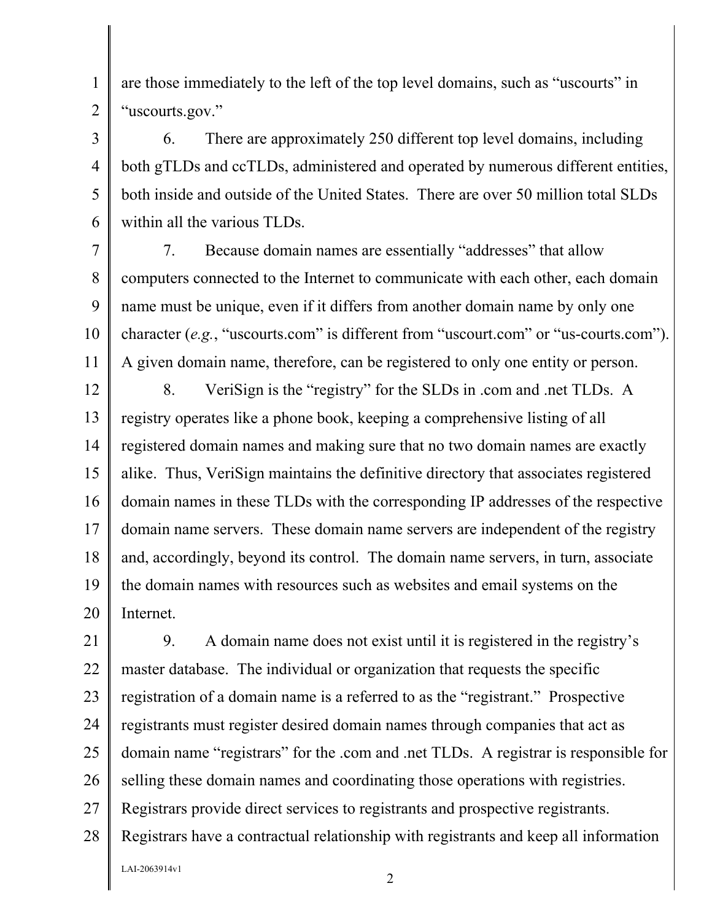are those immediately to the left of the top level domains, such as "uscourts" in "uscourts.gov."

6. There are approximately 250 different top level domains, including both gTLDs and ccTLDs, administered and operated by numerous different entities, both inside and outside of the United States. There are over 50 million total SLDs within all the various TLDs.

7. Because domain names are essentially "addresses" that allow computers connected to the Internet to communicate with each other, each domain name must be unique, even if it differs from another domain name by only one character (*e.g.*, "uscourts.com" is different from "uscourt.com" or "us-courts.com"). A given domain name, therefore, can be registered to only one entity or person.

8. VeriSign is the "registry" for the SLDs in .com and .net TLDs. A registry operates like a phone book, keeping a comprehensive listing of all registered domain names and making sure that no two domain names are exactly alike. Thus, VeriSign maintains the definitive directory that associates registered domain names in these TLDs with the corresponding IP addresses of the respective domain name servers. These domain name servers are independent of the registry and, accordingly, beyond its control. The domain name servers, in turn, associate the domain names with resources such as websites and email systems on the Internet.

9. A domain name does not exist until it is registered in the registry's master database. The individual or organization that requests the specific registration of a domain name is a referred to as the "registrant." Prospective registrants must register desired domain names through companies that act as domain name "registrars" for the .com and .net TLDs. A registrar is responsible for selling these domain names and coordinating those operations with registries. Registrars provide direct services to registrants and prospective registrants. Registrars have a contractual relationship with registrants and keep all information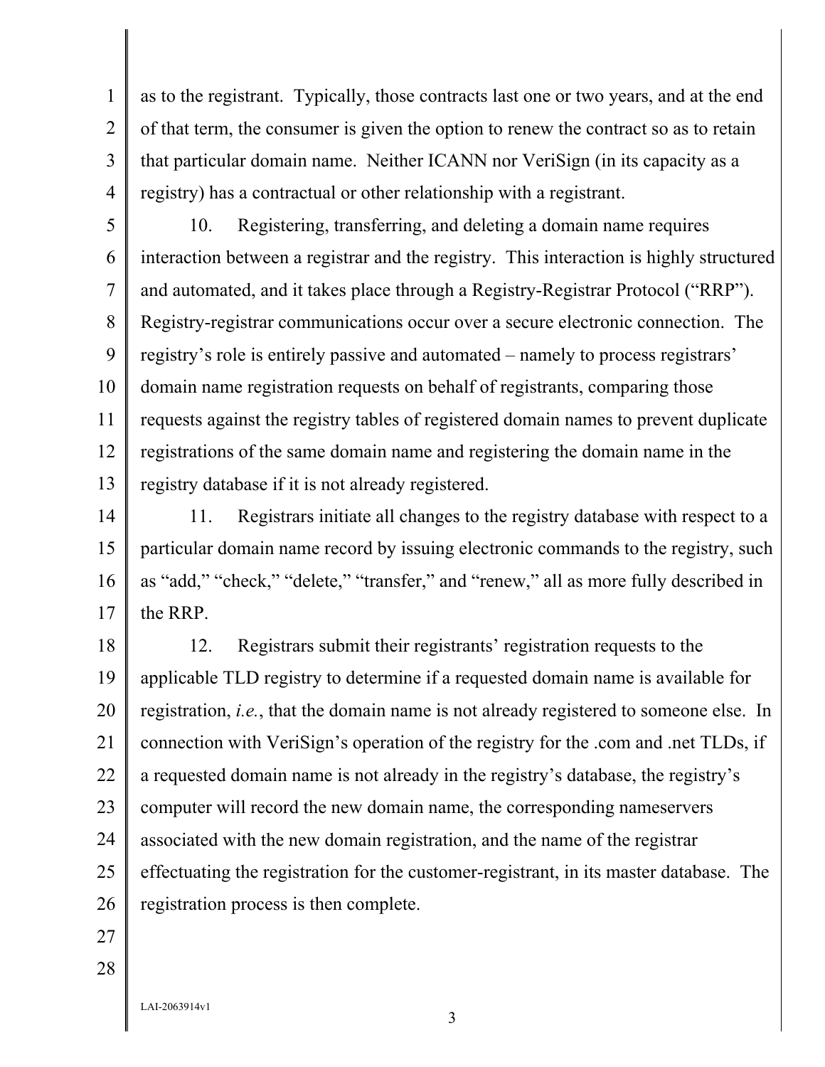as to the registrant. Typically, those contracts last one or two years, and at the end of that term, the consumer is given the option to renew the contract so as to retain that particular domain name. Neither ICANN nor VeriSign (in its capacity as a registry) has a contractual or other relationship with a registrant.

10. Registering, transferring, and deleting a domain name requires interaction between a registrar and the registry. This interaction is highly structured and automated, and it takes place through a Registry-Registrar Protocol ("RRP"). Registry-registrar communications occur over a secure electronic connection. The registry's role is entirely passive and automated – namely to process registrars' domain name registration requests on behalf of registrants, comparing those requests against the registry tables of registered domain names to prevent duplicate registrations of the same domain name and registering the domain name in the registry database if it is not already registered.

11. Registrars initiate all changes to the registry database with respect to a particular domain name record by issuing electronic commands to the registry, such as "add," "check," "delete," "transfer," and "renew," all as more fully described in the RRP.

12. Registrars submit their registrants' registration requests to the applicable TLD registry to determine if a requested domain name is available for registration, *i.e.*, that the domain name is not already registered to someone else. In connection with VeriSign's operation of the registry for the .com and .net TLDs, if a requested domain name is not already in the registry's database, the registry's computer will record the new domain name, the corresponding nameservers associated with the new domain registration, and the name of the registrar effectuating the registration for the customer-registrant, in its master database. The registration process is then complete.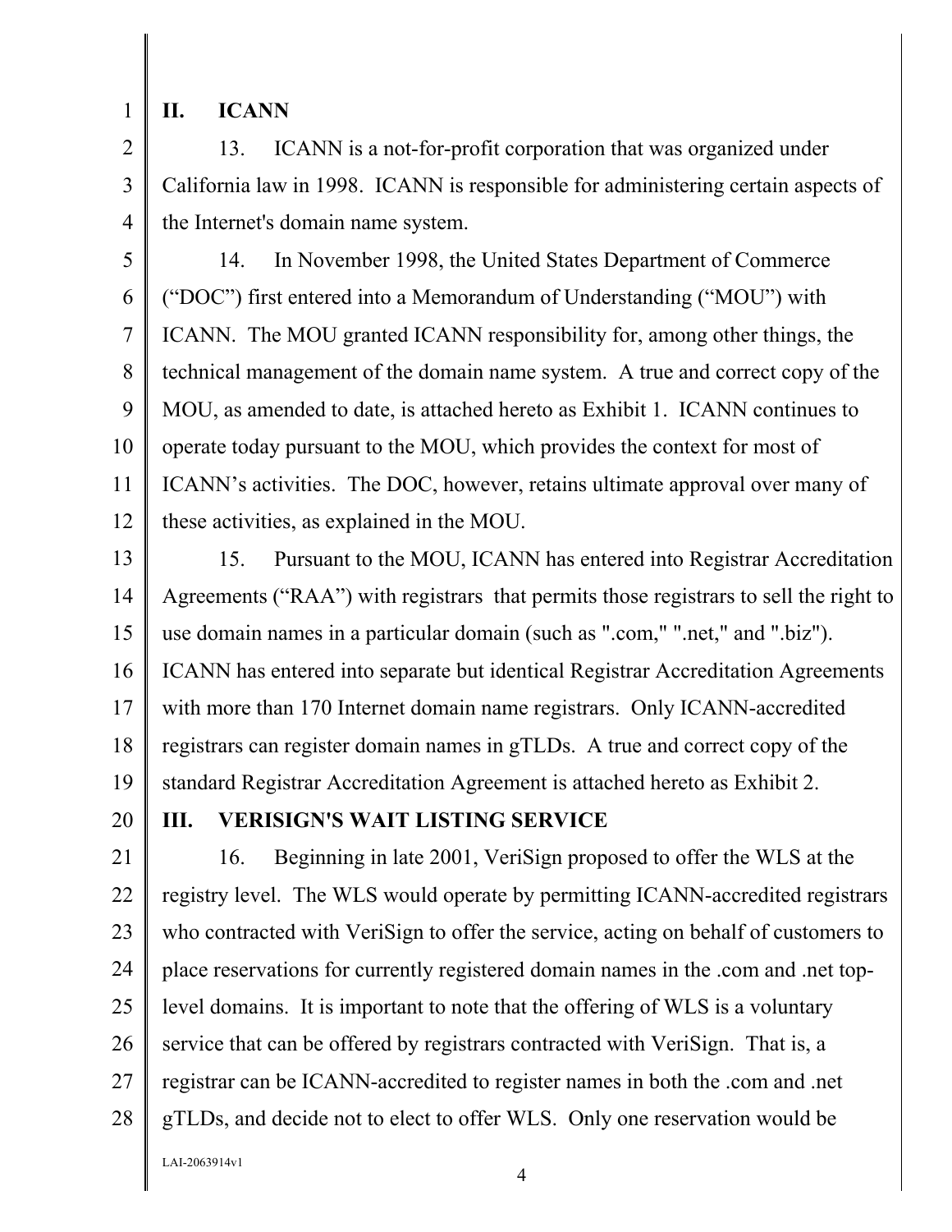## II. ICANN

13. ICANN is a not-for-profit corporation that was organized under California law in 1998. ICANN is responsible for administering certain aspects of the Internet's domain name system.

14. In November 1998, the United States Department of Commerce ("DOC") first entered into a Memorandum of Understanding ("MOU") with ICANN. The MOU granted ICANN responsibility for, among other things, the technical management of the domain name system. A true and correct copy of the MOU, as amended to date, is attached hereto as Exhibit 1. ICANN continues to operate today pursuant to the MOU, which provides the context for most of ICANN's activities. The DOC, however, retains ultimate approval over many of these activities, as explained in the MOU.

15. Pursuant to the MOU, ICANN has entered into Registrar Accreditation Agreements ("RAA") with registrars that permits those registrars to sell the right to use domain names in a particular domain (such as ".com," ".net," and ".biz"). ICANN has entered into separate but identical Registrar Accreditation Agreements with more than 170 Internet domain name registrars. Only ICANN-accredited registrars can register domain names in gTLDs. A true and correct copy of the standard Registrar Accreditation Agreement is attached hereto as Exhibit 2.

## III. VERISIGN'S WAIT LISTING SERVICE

16. Beginning in late 2001, VeriSign proposed to offer the WLS at the registry level. The WLS would operate by permitting ICANN-accredited registrars who contracted with VeriSign to offer the service, acting on behalf of customers to place reservations for currently registered domain names in the .com and .net top-level domains. It is important to note that the offering of WLS is a voluntary service that can be offered by registrars contracted with VeriSign. That is, a registrar can be ICANN-accredited to register names in both the .com and .net gTLDs, and decide not to elect to offer WLS. Only one reservation would be

LAI-2063914v1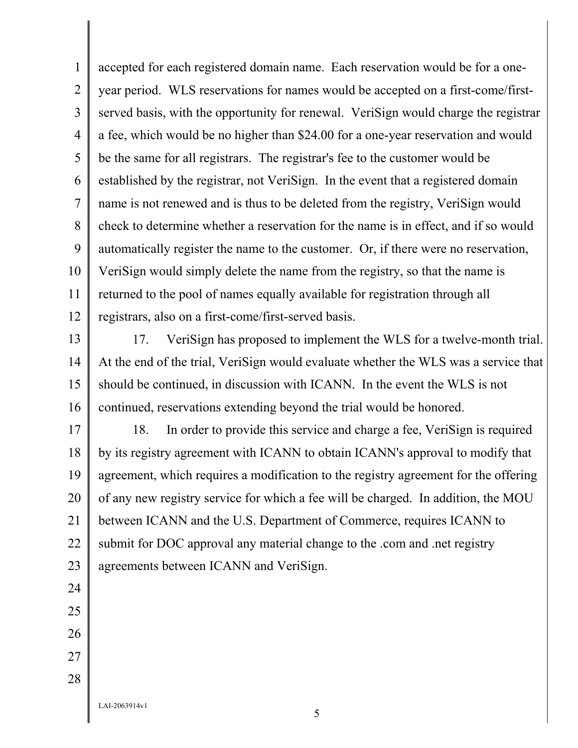accepted for each registered domain name. Each reservation would be for a one-year period. WLS reservations for names would be accepted on a first-come/first-served basis, with the opportunity for renewal. VeriSign would charge the registrar a fee, which would be no higher than $24.00 for a one-year reservation and would be the same for all registrars. The registrar's fee to the customer would be established by the registrar, not VeriSign. In the event that a registered domain name is not renewed and is thus to be deleted from the registry, VeriSign would check to determine whether a reservation for the name is in effect, and if so would automatically register the name to the customer. Or, if there were no reservation, VeriSign would simply delete the name from the registry, so that the name is returned to the pool of names equally available for registration through all registrars, also on a first-come/first-served basis.

17. VeriSign has proposed to implement the WLS for a twelve-month trial. At the end of the trial, VeriSign would evaluate whether the WLS was a service that should be continued, in discussion with ICANN. In the event the WLS is not continued, reservations extending beyond the trial would be honored.

18. In order to provide this service and charge a fee, VeriSign is required by its registry agreement with ICANN to obtain ICANN's approval to modify that agreement, which requires a modification to the registry agreement for the offering of any new registry service for which a fee will be charged. In addition, the MOU between ICANN and the U.S. Department of Commerce, requires ICANN to submit for DOC approval any material change to the .com and .net registry agreements between ICANN and VeriSign.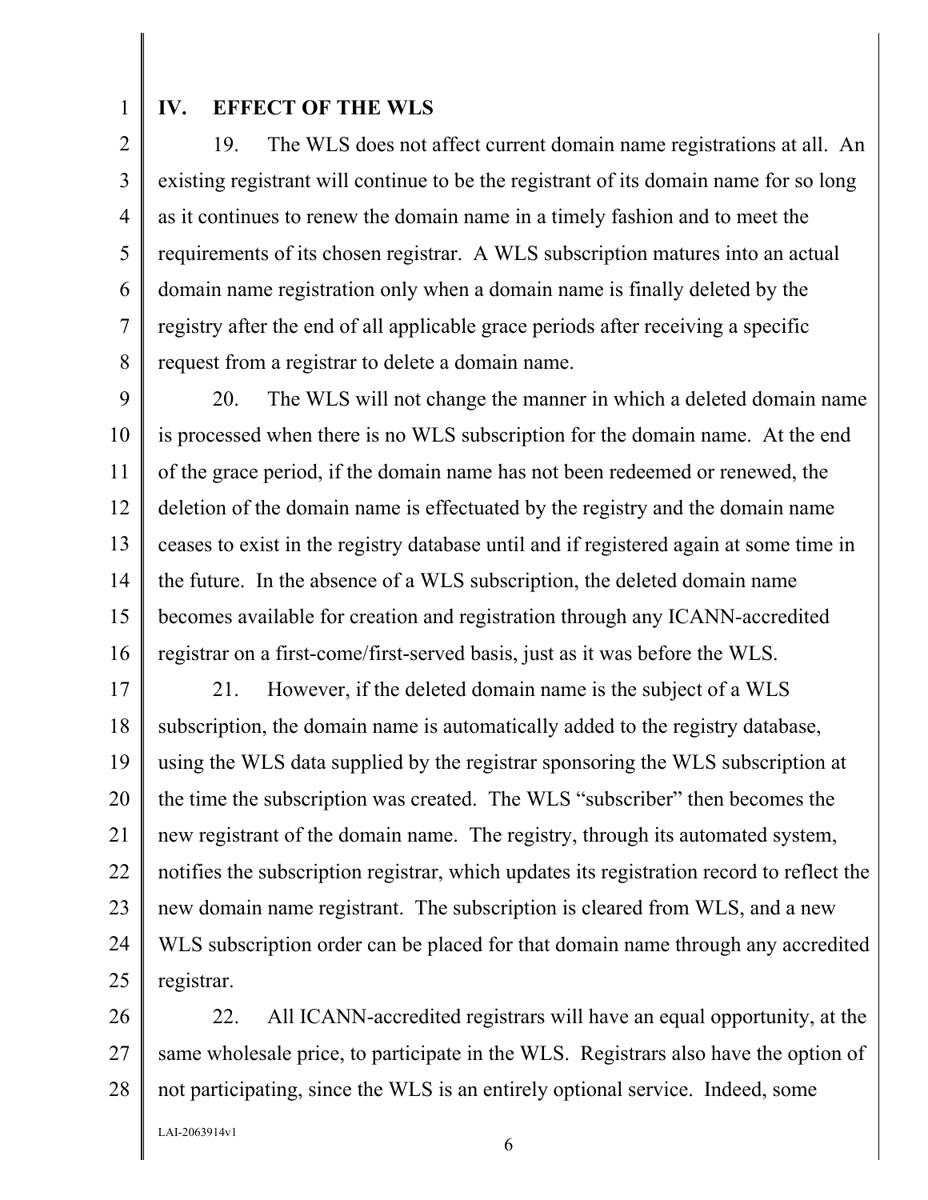## IV. EFFECT OF THE WLS

19. The WLS does not affect current domain name registrations at all. An existing registrant will continue to be the registrant of its domain name for so long as it continues to renew the domain name in a timely fashion and to meet the requirements of its chosen registrar. A WLS subscription matures into an actual domain name registration only when a domain name is finally deleted by the registry after the end of all applicable grace periods after receiving a specific request from a registrar to delete a domain name.

20. The WLS will not change the manner in which a deleted domain name is processed when there is no WLS subscription for the domain name. At the end of the grace period, if the domain name has not been redeemed or renewed, the deletion of the domain name is effectuated by the registry and the domain name ceases to exist in the registry database until and if registered again at some time in the future. In the absence of a WLS subscription, the deleted domain name becomes available for creation and registration through any ICANN-accredited registrar on a first-come/first-served basis, just as it was before the WLS.

21. However, if the deleted domain name is the subject of a WLS subscription, the domain name is automatically added to the registry database, using the WLS data supplied by the registrar sponsoring the WLS subscription at the time the subscription was created. The WLS "subscriber" then becomes the new registrant of the domain name. The registry, through its automated system, notifies the subscription registrar, which updates its registration record to reflect the new domain name registrant. The subscription is cleared from WLS, and a new WLS subscription order can be placed for that domain name through any accredited registrar.

22. All ICANN-accredited registrars will have an equal opportunity, at the same wholesale price, to participate in the WLS. Registrars also have the option of not participating, since the WLS is an entirely optional service. Indeed, some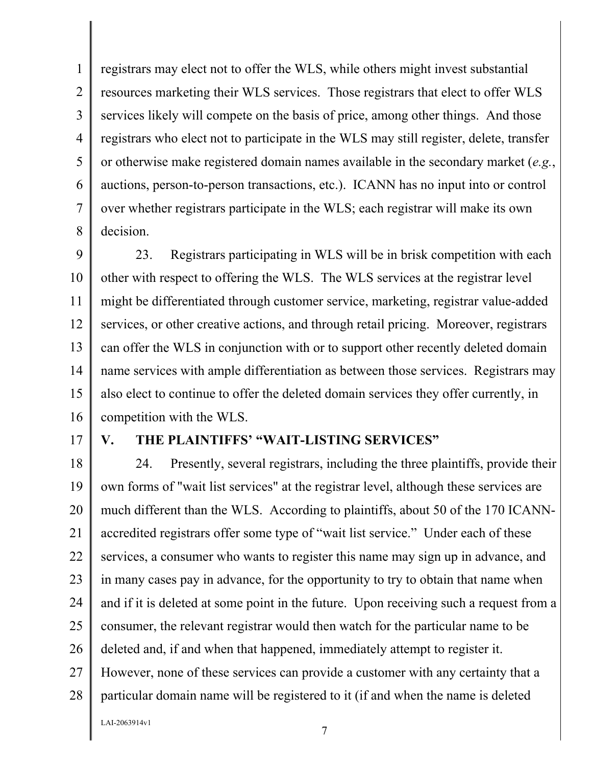registrars may elect not to offer the WLS, while others might invest substantial resources marketing their WLS services. Those registrars that elect to offer WLS services likely will compete on the basis of price, among other things. And those registrars who elect not to participate in the WLS may still register, delete, transfer or otherwise make registered domain names available in the secondary market (*e.g.*, auctions, person-to-person transactions, etc.). ICANN has no input into or control over whether registrars participate in the WLS; each registrar will make its own decision.

23. Registrars participating in WLS will be in brisk competition with each other with respect to offering the WLS. The WLS services at the registrar level might be differentiated through customer service, marketing, registrar value-added services, or other creative actions, and through retail pricing. Moreover, registrars can offer the WLS in conjunction with or to support other recently deleted domain name services with ample differentiation as between those services. Registrars may also elect to continue to offer the deleted domain services they offer currently, in competition with the WLS.

## V. THE PLAINTIFFS' "WAIT-LISTING SERVICES"

24. Presently, several registrars, including the three plaintiffs, provide their own forms of "wait list services" at the registrar level, although these services are much different than the WLS. According to plaintiffs, about 50 of the 170 ICANN-accredited registrars offer some type of "wait list service." Under each of these services, a consumer who wants to register this name may sign up in advance, and in many cases pay in advance, for the opportunity to try to obtain that name when and if it is deleted at some point in the future. Upon receiving such a request from a consumer, the relevant registrar would then watch for the particular name to be deleted and, if and when that happened, immediately attempt to register it. However, none of these services can provide a customer with any certainty that a particular domain name will be registered to it (if and when the name is deleted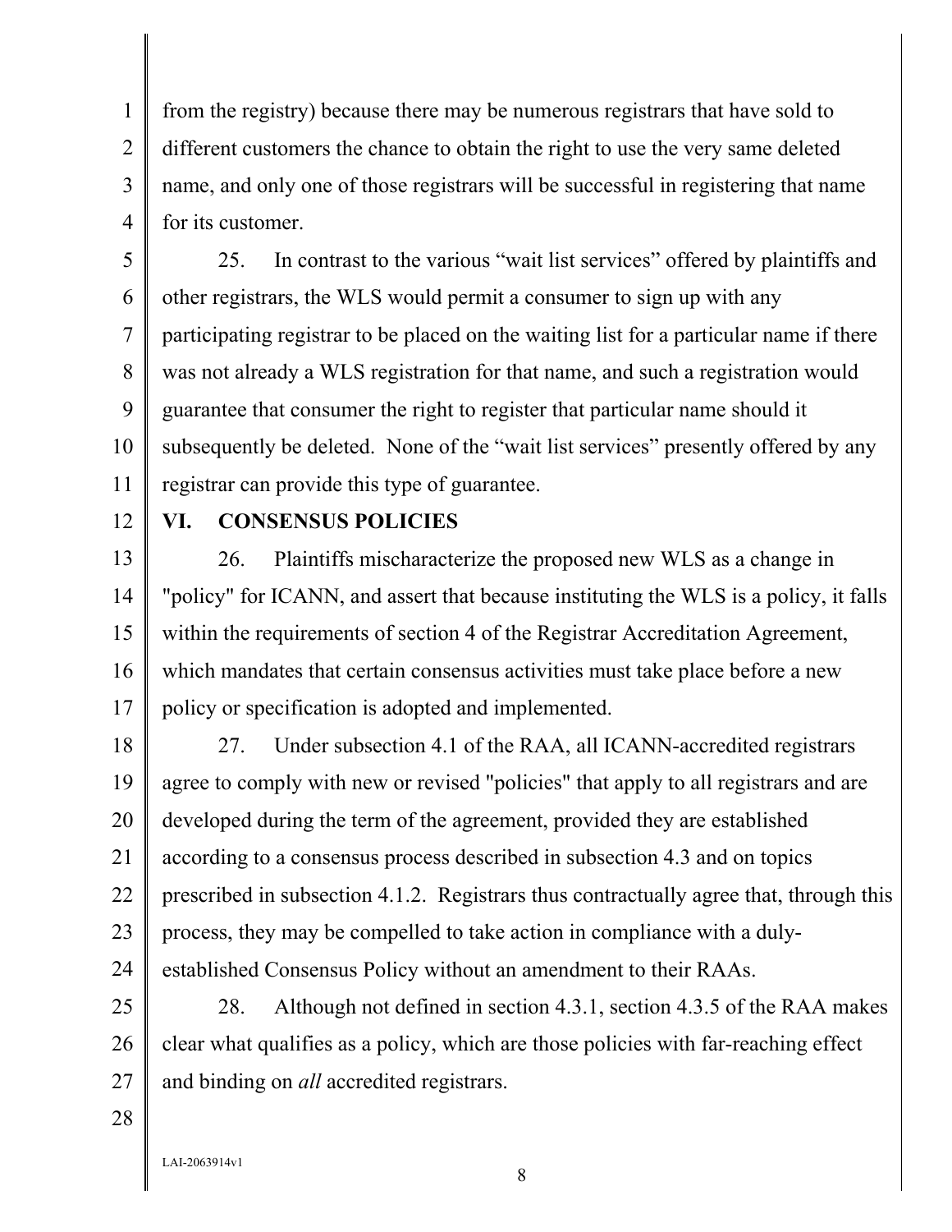from the registry) because there may be numerous registrars that have sold to different customers the chance to obtain the right to use the very same deleted name, and only one of those registrars will be successful in registering that name for its customer.

25. In contrast to the various "wait list services" offered by plaintiffs and other registrars, the WLS would permit a consumer to sign up with any participating registrar to be placed on the waiting list for a particular name if there was not already a WLS registration for that name, and such a registration would guarantee that consumer the right to register that particular name should it subsequently be deleted. None of the "wait list services" presently offered by any registrar can provide this type of guarantee.

## VI. CONSENSUS POLICIES

26. Plaintiffs mischaracterize the proposed new WLS as a change in "policy" for ICANN, and assert that because instituting the WLS is a policy, it falls within the requirements of section 4 of the Registrar Accreditation Agreement, which mandates that certain consensus activities must take place before a new policy or specification is adopted and implemented.

27. Under subsection 4.1 of the RAA, all ICANN-accredited registrars agree to comply with new or revised "policies" that apply to all registrars and are developed during the term of the agreement, provided they are established according to a consensus process described in subsection 4.3 and on topics prescribed in subsection 4.1.2. Registrars thus contractually agree that, through this process, they may be compelled to take action in compliance with a duly-established Consensus Policy without an amendment to their RAAs.

28. Although not defined in section 4.3.1, section 4.3.5 of the RAA makes clear what qualifies as a policy, which are those policies with far-reaching effect and binding on *all* accredited registrars.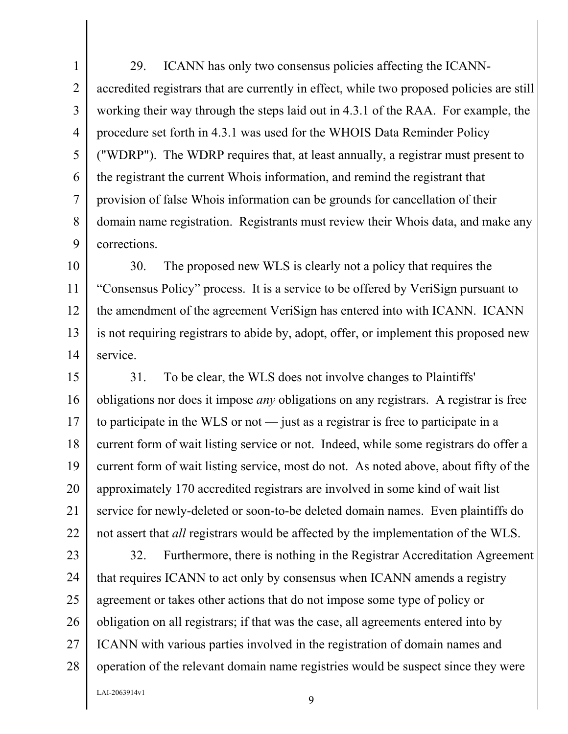29. ICANN has only two consensus policies affecting the ICANN-accredited registrars that are currently in effect, while two proposed policies are still working their way through the steps laid out in 4.3.1 of the RAA. For example, the procedure set forth in 4.3.1 was used for the WHOIS Data Reminder Policy ("WDRP"). The WDRP requires that, at least annually, a registrar must present to the registrant the current Whois information, and remind the registrant that provision of false Whois information can be grounds for cancellation of their domain name registration. Registrants must review their Whois data, and make any corrections.

30. The proposed new WLS is clearly not a policy that requires the "Consensus Policy" process. It is a service to be offered by VeriSign pursuant to the amendment of the agreement VeriSign has entered into with ICANN. ICANN is not requiring registrars to abide by, adopt, offer, or implement this proposed new service.

31. To be clear, the WLS does not involve changes to Plaintiffs' obligations nor does it impose *any* obligations on any registrars. A registrar is free to participate in the WLS or not — just as a registrar is free to participate in a current form of wait listing service or not. Indeed, while some registrars do offer a current form of wait listing service, most do not. As noted above, about fifty of the approximately 170 accredited registrars are involved in some kind of wait list service for newly-deleted or soon-to-be deleted domain names. Even plaintiffs do not assert that *all* registrars would be affected by the implementation of the WLS.

32. Furthermore, there is nothing in the Registrar Accreditation Agreement that requires ICANN to act only by consensus when ICANN amends a registry agreement or takes other actions that do not impose some type of policy or obligation on all registrars; if that was the case, all agreements entered into by ICANN with various parties involved in the registration of domain names and operation of the relevant domain name registries would be suspect since they were

LAI-2063914v1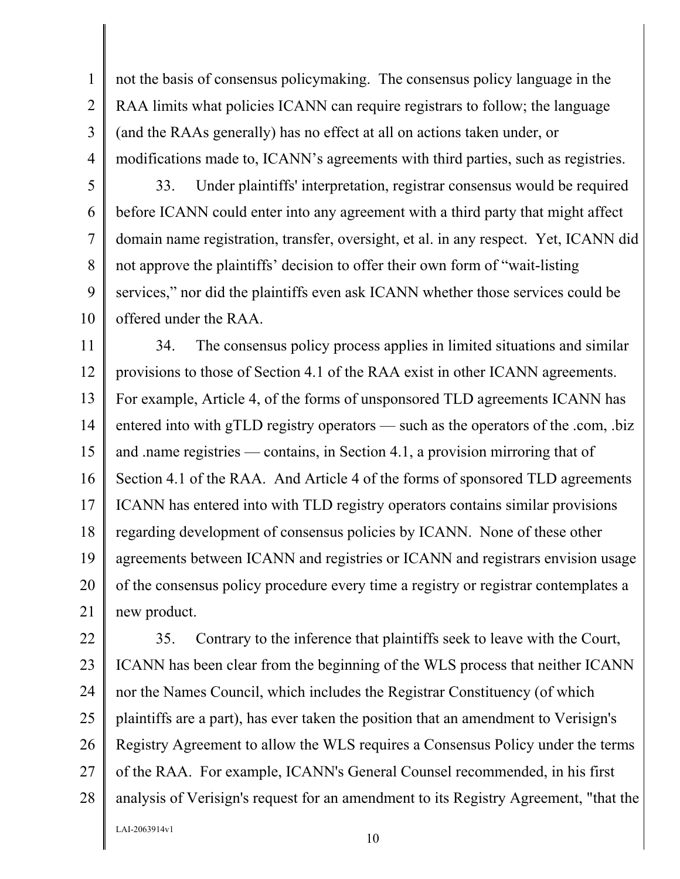not the basis of consensus policymaking. The consensus policy language in the RAA limits what policies ICANN can require registrars to follow; the language (and the RAAs generally) has no effect at all on actions taken under, or modifications made to, ICANN's agreements with third parties, such as registries.

33. Under plaintiffs' interpretation, registrar consensus would be required before ICANN could enter into any agreement with a third party that might affect domain name registration, transfer, oversight, et al. in any respect. Yet, ICANN did not approve the plaintiffs' decision to offer their own form of "wait-listing services," nor did the plaintiffs even ask ICANN whether those services could be offered under the RAA.

34. The consensus policy process applies in limited situations and similar provisions to those of Section 4.1 of the RAA exist in other ICANN agreements. For example, Article 4, of the forms of unsponsored TLD agreements ICANN has entered into with gTLD registry operators — such as the operators of the .com, .biz and .name registries — contains, in Section 4.1, a provision mirroring that of Section 4.1 of the RAA. And Article 4 of the forms of sponsored TLD agreements ICANN has entered into with TLD registry operators contains similar provisions regarding development of consensus policies by ICANN. None of these other agreements between ICANN and registries or ICANN and registrars envision usage of the consensus policy procedure every time a registry or registrar contemplates a new product.

35. Contrary to the inference that plaintiffs seek to leave with the Court, ICANN has been clear from the beginning of the WLS process that neither ICANN nor the Names Council, which includes the Registrar Constituency (of which plaintiffs are a part), has ever taken the position that an amendment to Verisign's Registry Agreement to allow the WLS requires a Consensus Policy under the terms of the RAA. For example, ICANN's General Counsel recommended, in his first analysis of Verisign's request for an amendment to its Registry Agreement, "that the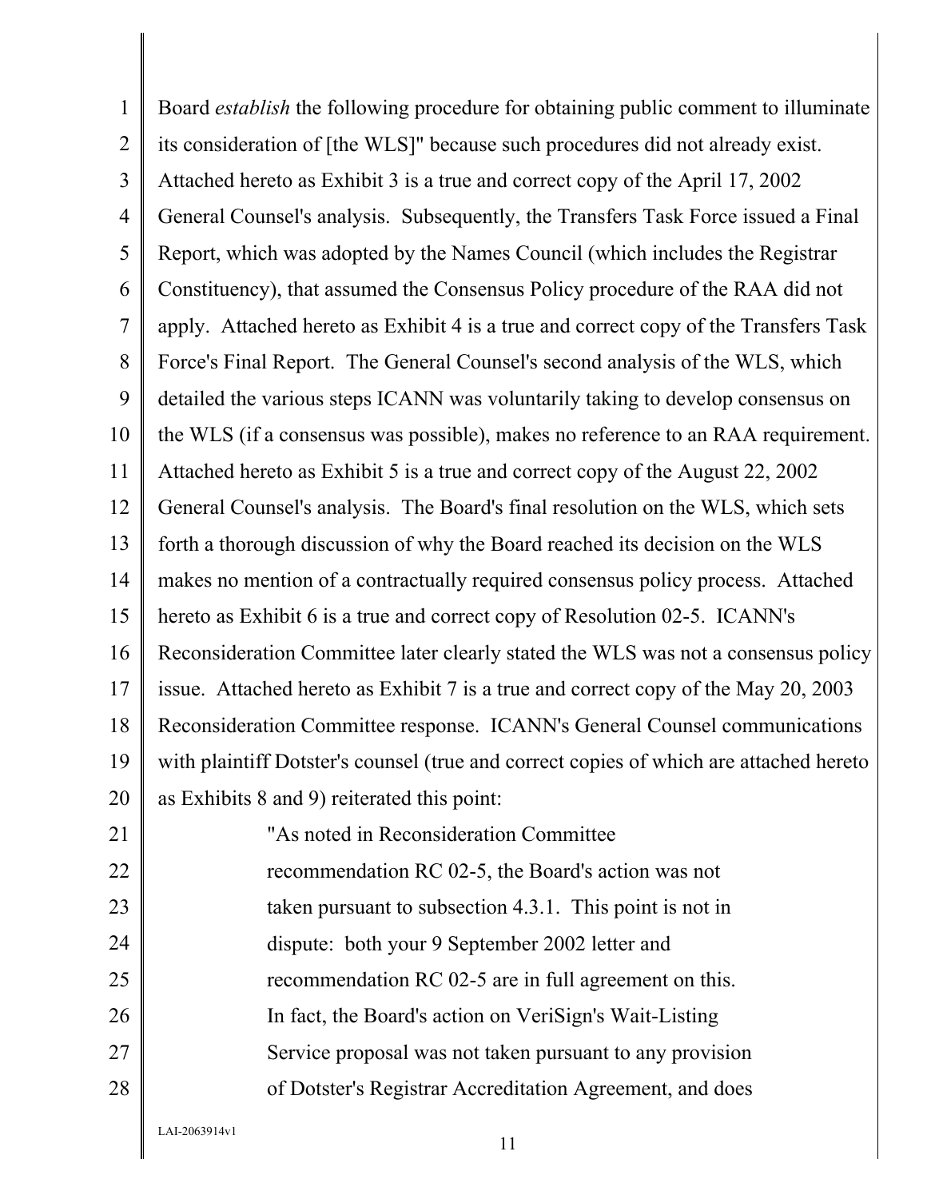Board *establish* the following procedure for obtaining public comment to illuminate its consideration of [the WLS]" because such procedures did not already exist. Attached hereto as Exhibit 3 is a true and correct copy of the April 17, 2002 General Counsel's analysis. Subsequently, the Transfers Task Force issued a Final Report, which was adopted by the Names Council (which includes the Registrar Constituency), that assumed the Consensus Policy procedure of the RAA did not apply. Attached hereto as Exhibit 4 is a true and correct copy of the Transfers Task Force's Final Report. The General Counsel's second analysis of the WLS, which detailed the various steps ICANN was voluntarily taking to develop consensus on the WLS (if a consensus was possible), makes no reference to an RAA requirement. Attached hereto as Exhibit 5 is a true and correct copy of the August 22, 2002 General Counsel's analysis. The Board's final resolution on the WLS, which sets forth a thorough discussion of why the Board reached its decision on the WLS makes no mention of a contractually required consensus policy process. Attached hereto as Exhibit 6 is a true and correct copy of Resolution 02-5. ICANN's Reconsideration Committee later clearly stated the WLS was not a consensus policy issue. Attached hereto as Exhibit 7 is a true and correct copy of the May 20, 2003 Reconsideration Committee response. ICANN's General Counsel communications with plaintiff Dotster's counsel (true and correct copies of which are attached hereto as Exhibits 8 and 9) reiterated this point:

> "As noted in Reconsideration Committee recommendation RC 02-5, the Board's action was not taken pursuant to subsection 4.3.1. This point is not in dispute: both your 9 September 2002 letter and recommendation RC 02-5 are in full agreement on this. In fact, the Board's action on VeriSign's Wait-Listing Service proposal was not taken pursuant to any provision of Dotster's Registrar Accreditation Agreement, and does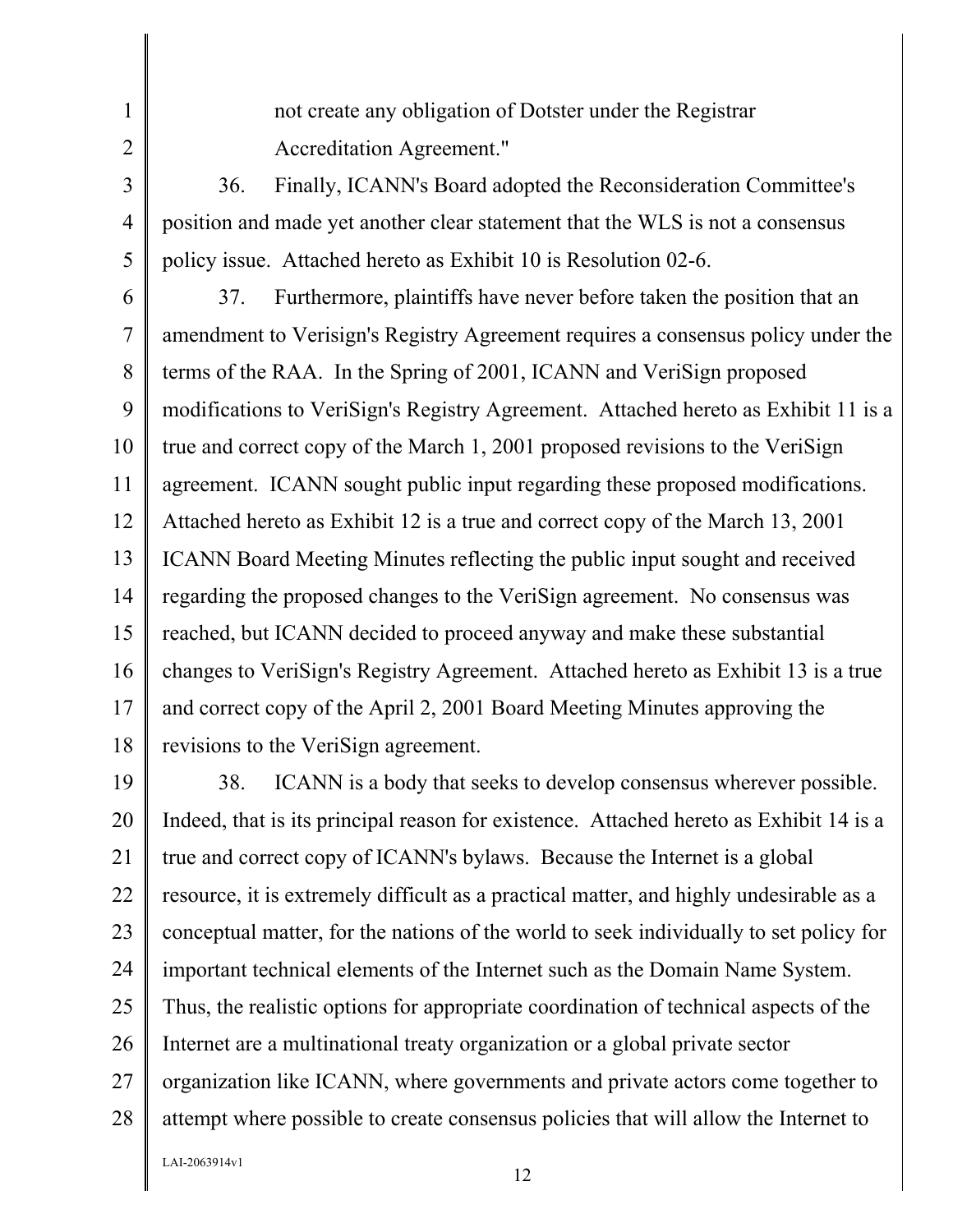not create any obligation of Dotster under the Registrar Accreditation Agreement."

36. Finally, ICANN's Board adopted the Reconsideration Committee's position and made yet another clear statement that the WLS is not a consensus policy issue. Attached hereto as Exhibit 10 is Resolution 02-6.

37. Furthermore, plaintiffs have never before taken the position that an amendment to Verisign's Registry Agreement requires a consensus policy under the terms of the RAA. In the Spring of 2001, ICANN and VeriSign proposed modifications to VeriSign's Registry Agreement. Attached hereto as Exhibit 11 is a true and correct copy of the March 1, 2001 proposed revisions to the VeriSign agreement. ICANN sought public input regarding these proposed modifications. Attached hereto as Exhibit 12 is a true and correct copy of the March 13, 2001 ICANN Board Meeting Minutes reflecting the public input sought and received regarding the proposed changes to the VeriSign agreement. No consensus was reached, but ICANN decided to proceed anyway and make these substantial changes to VeriSign's Registry Agreement. Attached hereto as Exhibit 13 is a true and correct copy of the April 2, 2001 Board Meeting Minutes approving the revisions to the VeriSign agreement.

38. ICANN is a body that seeks to develop consensus wherever possible. Indeed, that is its principal reason for existence. Attached hereto as Exhibit 14 is a true and correct copy of ICANN's bylaws. Because the Internet is a global resource, it is extremely difficult as a practical matter, and highly undesirable as a conceptual matter, for the nations of the world to seek individually to set policy for important technical elements of the Internet such as the Domain Name System. Thus, the realistic options for appropriate coordination of technical aspects of the Internet are a multinational treaty organization or a global private sector organization like ICANN, where governments and private actors come together to attempt where possible to create consensus policies that will allow the Internet to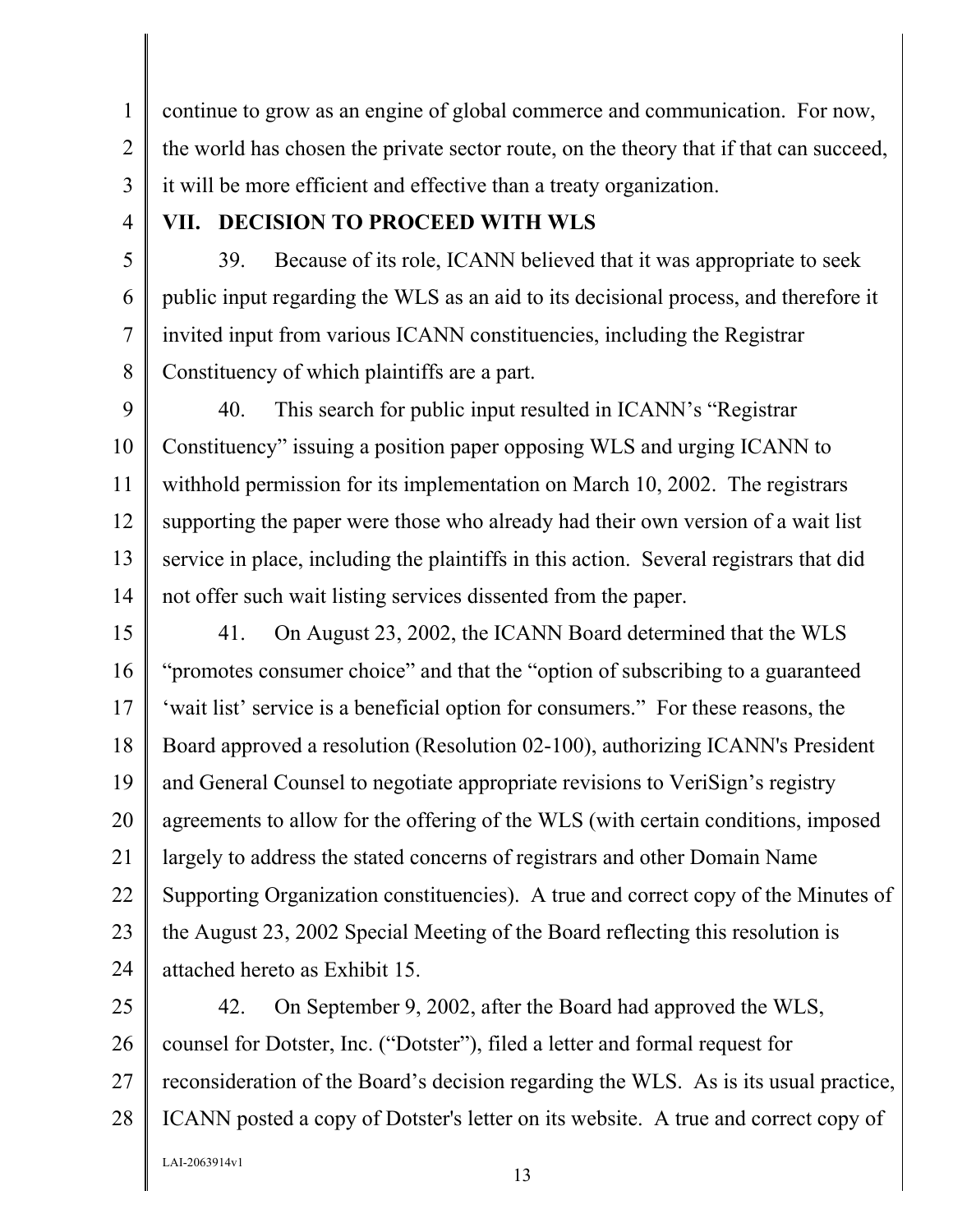continue to grow as an engine of global commerce and communication. For now, the world has chosen the private sector route, on the theory that if that can succeed, it will be more efficient and effective than a treaty organization.

## VII. DECISION TO PROCEED WITH WLS

39. Because of its role, ICANN believed that it was appropriate to seek public input regarding the WLS as an aid to its decisional process, and therefore it invited input from various ICANN constituencies, including the Registrar Constituency of which plaintiffs are a part.

40. This search for public input resulted in ICANN's "Registrar Constituency" issuing a position paper opposing WLS and urging ICANN to withhold permission for its implementation on March 10, 2002. The registrars supporting the paper were those who already had their own version of a wait list service in place, including the plaintiffs in this action. Several registrars that did not offer such wait listing services dissented from the paper.

41. On August 23, 2002, the ICANN Board determined that the WLS "promotes consumer choice" and that the "option of subscribing to a guaranteed 'wait list' service is a beneficial option for consumers." For these reasons, the Board approved a resolution (Resolution 02-100), authorizing ICANN's President and General Counsel to negotiate appropriate revisions to VeriSign's registry agreements to allow for the offering of the WLS (with certain conditions, imposed largely to address the stated concerns of registrars and other Domain Name Supporting Organization constituencies). A true and correct copy of the Minutes of the August 23, 2002 Special Meeting of the Board reflecting this resolution is attached hereto as Exhibit 15.

42. On September 9, 2002, after the Board had approved the WLS, counsel for Dotster, Inc. ("Dotster"), filed a letter and formal request for reconsideration of the Board's decision regarding the WLS. As is its usual practice, ICANN posted a copy of Dotster's letter on its website. A true and correct copy of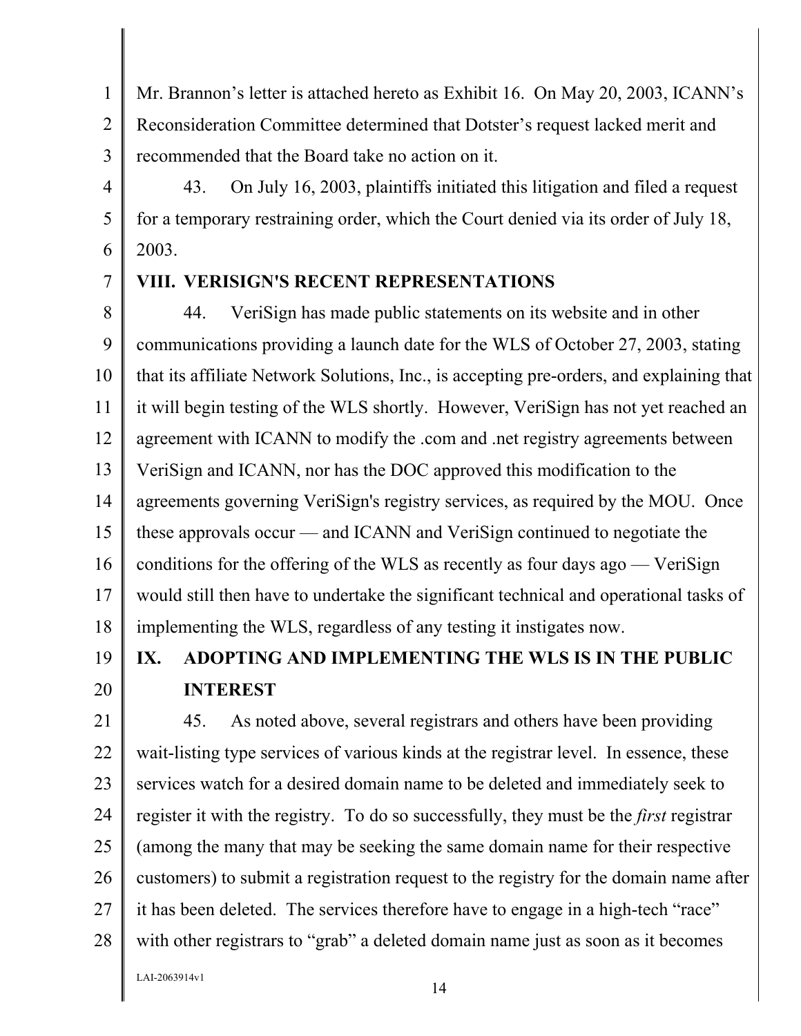Mr. Brannon's letter is attached hereto as Exhibit 16. On May 20, 2003, ICANN's Reconsideration Committee determined that Dotster's request lacked merit and recommended that the Board take no action on it.

43. On July 16, 2003, plaintiffs initiated this litigation and filed a request for a temporary restraining order, which the Court denied via its order of July 18, 2003.

## VIII. VERISIGN'S RECENT REPRESENTATIONS

44. VeriSign has made public statements on its website and in other communications providing a launch date for the WLS of October 27, 2003, stating that its affiliate Network Solutions, Inc., is accepting pre-orders, and explaining that it will begin testing of the WLS shortly. However, VeriSign has not yet reached an agreement with ICANN to modify the .com and .net registry agreements between VeriSign and ICANN, nor has the DOC approved this modification to the agreements governing VeriSign's registry services, as required by the MOU. Once these approvals occur — and ICANN and VeriSign continued to negotiate the conditions for the offering of the WLS as recently as four days ago — VeriSign would still then have to undertake the significant technical and operational tasks of implementing the WLS, regardless of any testing it instigates now.

## IX. ADOPTING AND IMPLEMENTING THE WLS IS IN THE PUBLIC INTEREST

45. As noted above, several registrars and others have been providing wait-listing type services of various kinds at the registrar level. In essence, these services watch for a desired domain name to be deleted and immediately seek to register it with the registry. To do so successfully, they must be the *first* registrar (among the many that may be seeking the same domain name for their respective customers) to submit a registration request to the registry for the domain name after it has been deleted. The services therefore have to engage in a high-tech "race" with other registrars to "grab" a deleted domain name just as soon as it becomes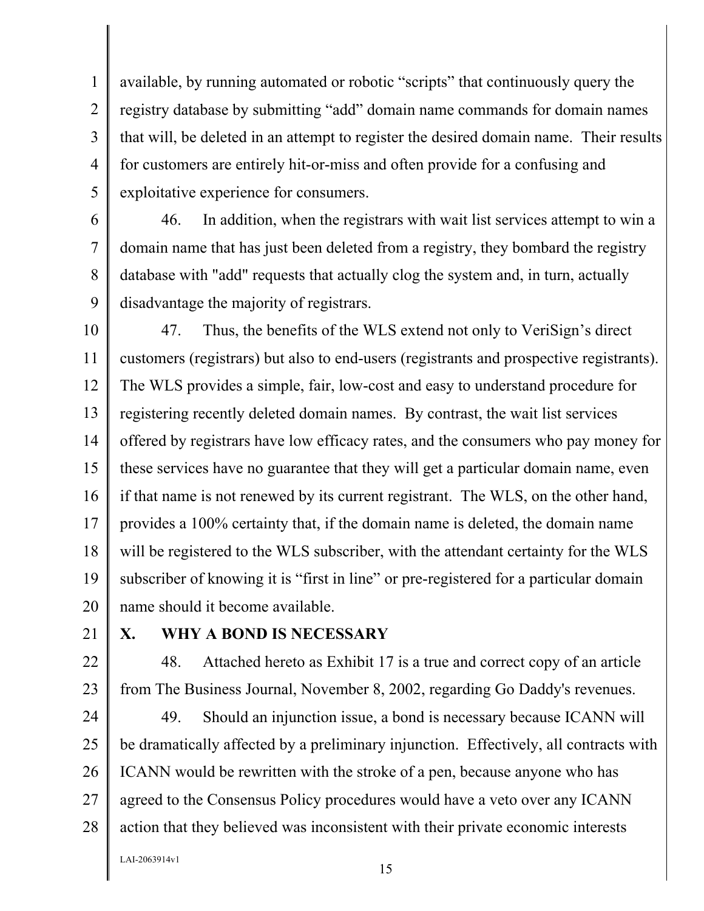available, by running automated or robotic "scripts" that continuously query the registry database by submitting "add" domain name commands for domain names that will, be deleted in an attempt to register the desired domain name. Their results for customers are entirely hit-or-miss and often provide for a confusing and exploitative experience for consumers.

46. In addition, when the registrars with wait list services attempt to win a domain name that has just been deleted from a registry, they bombard the registry database with "add" requests that actually clog the system and, in turn, actually disadvantage the majority of registrars.

47. Thus, the benefits of the WLS extend not only to VeriSign's direct customers (registrars) but also to end-users (registrants and prospective registrants). The WLS provides a simple, fair, low-cost and easy to understand procedure for registering recently deleted domain names. By contrast, the wait list services offered by registrars have low efficacy rates, and the consumers who pay money for these services have no guarantee that they will get a particular domain name, even if that name is not renewed by its current registrant. The WLS, on the other hand, provides a 100% certainty that, if the domain name is deleted, the domain name will be registered to the WLS subscriber, with the attendant certainty for the WLS subscriber of knowing it is "first in line" or pre-registered for a particular domain name should it become available.

## X. WHY A BOND IS NECESSARY

48. Attached hereto as Exhibit 17 is a true and correct copy of an article from The Business Journal, November 8, 2002, regarding Go Daddy's revenues.

49. Should an injunction issue, a bond is necessary because ICANN will be dramatically affected by a preliminary injunction. Effectively, all contracts with ICANN would be rewritten with the stroke of a pen, because anyone who has agreed to the Consensus Policy procedures would have a veto over any ICANN action that they believed was inconsistent with their private economic interests

LAI-2063914v1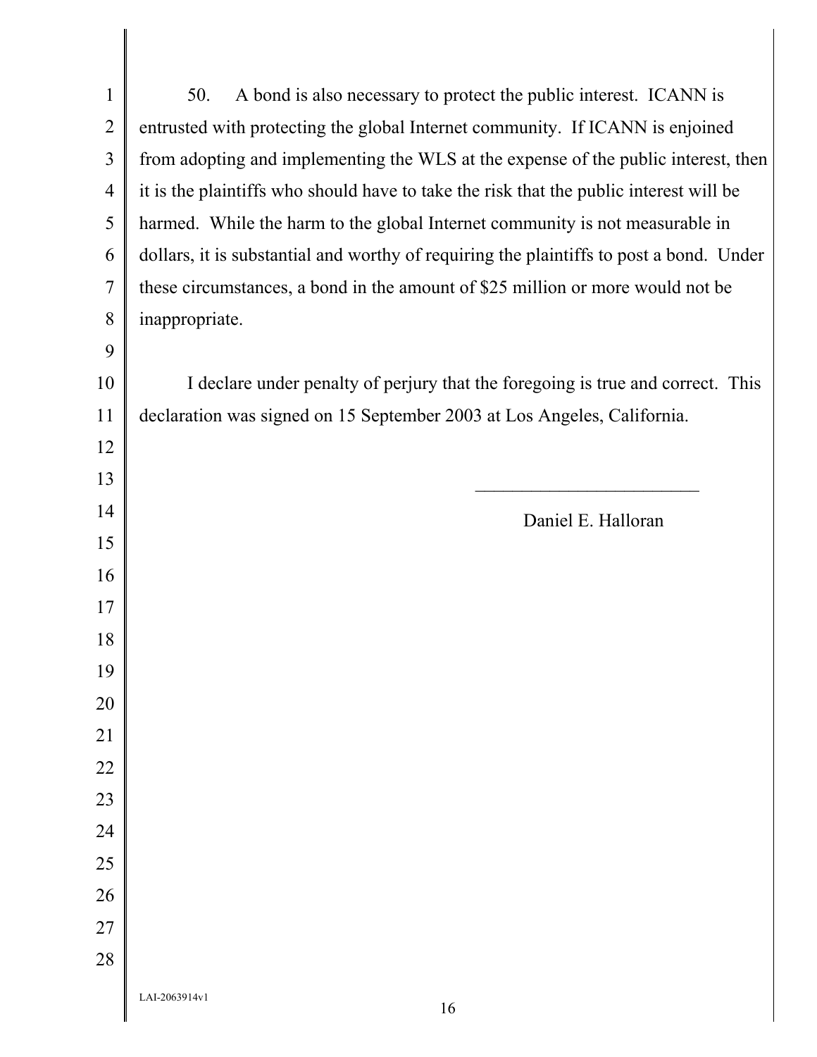50. A bond is also necessary to protect the public interest. ICANN is entrusted with protecting the global Internet community. If ICANN is enjoined from adopting and implementing the WLS at the expense of the public interest, then it is the plaintiffs who should have to take the risk that the public interest will be harmed. While the harm to the global Internet community is not measurable in dollars, it is substantial and worthy of requiring the plaintiffs to post a bond. Under these circumstances, a bond in the amount of $25 million or more would not be inappropriate.

I declare under penalty of perjury that the foregoing is true and correct. This declaration was signed on 15 September 2003 at Los Angeles, California.

_________________________

Daniel E. Halloran

LAI-2063914v1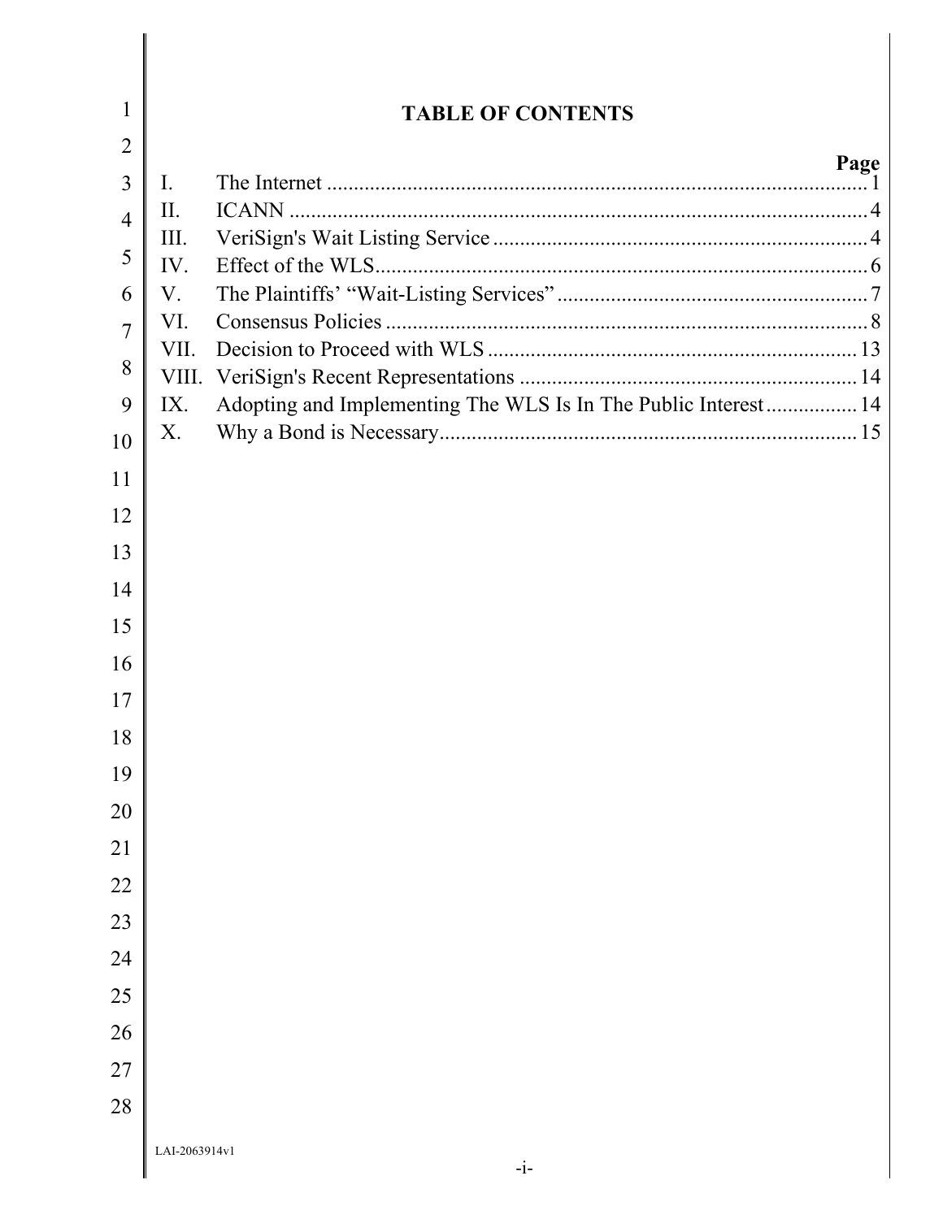# TABLE OF CONTENTS

| | | Page |
|---|---|---|
| I. | The Internet | 1 |
| II. | ICANN | 4 |
| III. | VeriSign's Wait Listing Service | 4 |
| IV. | Effect of the WLS | 6 |
| V. | The Plaintiffs' "Wait-Listing Services" | 7 |
| VI. | Consensus Policies | 8 |
| VII. | Decision to Proceed with WLS | 13 |
| VIII. | VeriSign's Recent Representations | 14 |
| IX. | Adopting and Implementing The WLS Is In The Public Interest | 14 |
| X. | Why a Bond is Necessary | 15 |

LAI-2063914v1